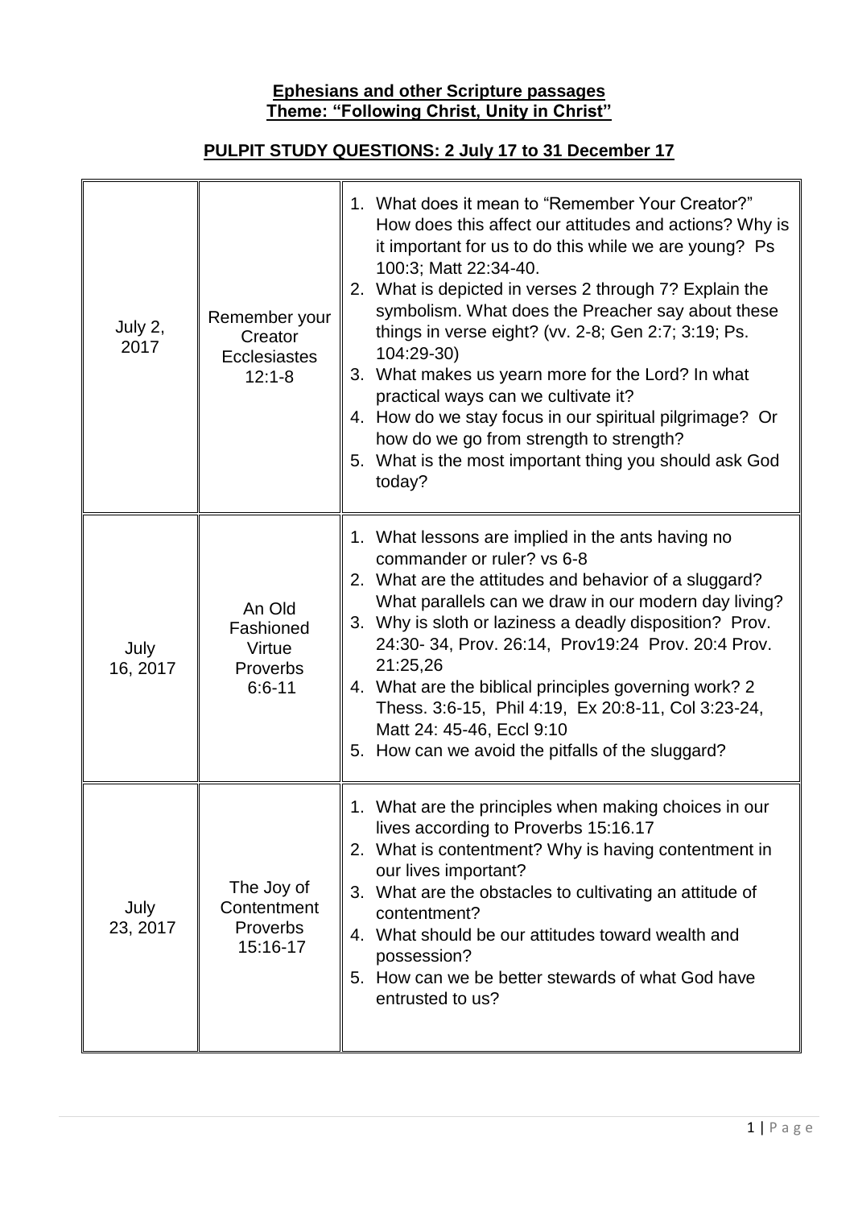**Ephesians and other Scripture passages**
**Theme: "Following Christ, Unity in Christ"**

**PULPIT STUDY QUESTIONS: 2 July 17 to 31 December 17**

| | | |
|---|---|---|
| July 2, 2017 | Remember your Creator Ecclesiastes 12:1-8 | 1. What does it mean to "Remember Your Creator?" How does this affect our attitudes and actions? Why is it important for us to do this while we are young? Ps 100:3; Matt 22:34-40.<br>2. What is depicted in verses 2 through 7? Explain the symbolism. What does the Preacher say about these things in verse eight? (vv. 2-8; Gen 2:7; 3:19; Ps. 104:29-30)<br>3. What makes us yearn more for the Lord? In what practical ways can we cultivate it?<br>4. How do we stay focus in our spiritual pilgrimage? Or how do we go from strength to strength?<br>5. What is the most important thing you should ask God today? |
| July 16, 2017 | An Old Fashioned Virtue Proverbs 6:6-11 | 1. What lessons are implied in the ants having no commander or ruler? vs 6-8<br>2. What are the attitudes and behavior of a sluggard? What parallels can we draw in our modern day living?<br>3. Why is sloth or laziness a deadly disposition? Prov. 24:30- 34, Prov. 26:14, Prov19:24 Prov. 20:4 Prov. 21:25,26<br>4. What are the biblical principles governing work? 2 Thess. 3:6-15, Phil 4:19, Ex 20:8-11, Col 3:23-24, Matt 24: 45-46, Eccl 9:10<br>5. How can we avoid the pitfalls of the sluggard? |
| July 23, 2017 | The Joy of Contentment Proverbs 15:16-17 | 1. What are the principles when making choices in our lives according to Proverbs 15:16.17<br>2. What is contentment? Why is having contentment in our lives important?<br>3. What are the obstacles to cultivating an attitude of contentment?<br>4. What should be our attitudes toward wealth and possession?<br>5. How can we be better stewards of what God have entrusted to us? |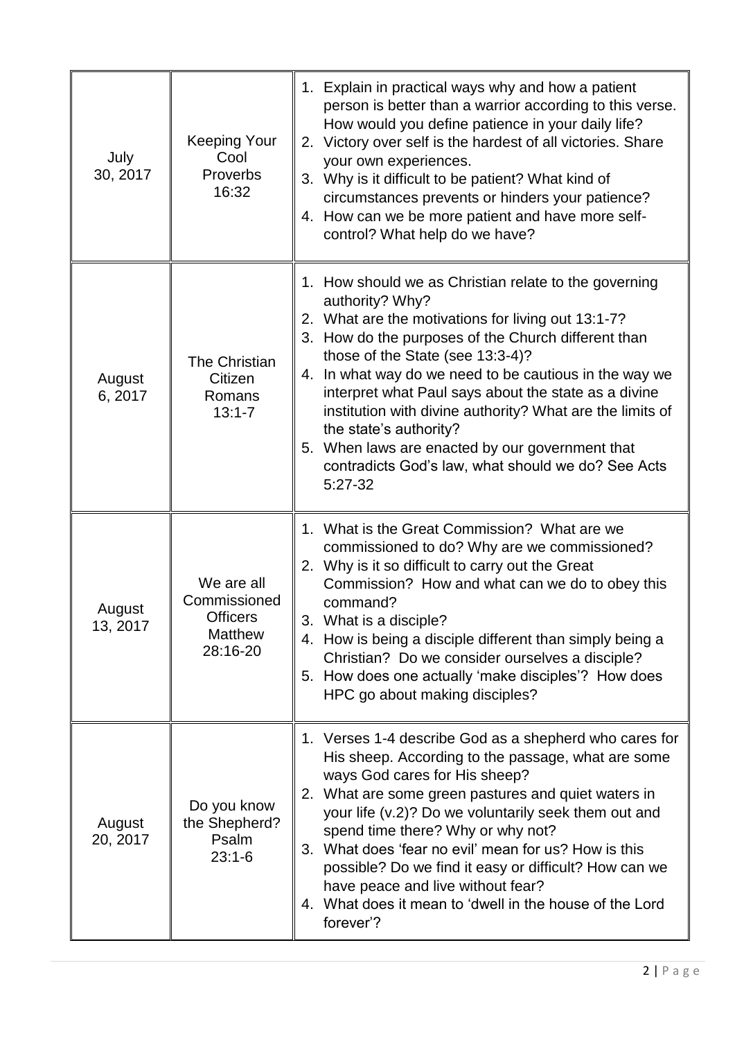| | | |
|---|---|---|
| July 30, 2017 | Keeping Your Cool Proverbs 16:32 | 1. Explain in practical ways why and how a patient person is better than a warrior according to this verse. How would you define patience in your daily life?<br>2. Victory over self is the hardest of all victories. Share your own experiences.<br>3. Why is it difficult to be patient? What kind of circumstances prevents or hinders your patience?<br>4. How can we be more patient and have more self-control? What help do we have? |
| August 6, 2017 | The Christian Citizen Romans 13:1-7 | 1. How should we as Christian relate to the governing authority? Why?<br>2. What are the motivations for living out 13:1-7?<br>3. How do the purposes of the Church different than those of the State (see 13:3-4)?<br>4. In what way do we need to be cautious in the way we interpret what Paul says about the state as a divine institution with divine authority? What are the limits of the state's authority?<br>5. When laws are enacted by our government that contradicts God's law, what should we do? See Acts 5:27-32 |
| August 13, 2017 | We are all Commissioned Officers Matthew 28:16-20 | 1. What is the Great Commission? What are we commissioned to do? Why are we commissioned?<br>2. Why is it so difficult to carry out the Great Commission? How and what can we do to obey this command?<br>3. What is a disciple?<br>4. How is being a disciple different than simply being a Christian? Do we consider ourselves a disciple?<br>5. How does one actually 'make disciples'? How does HPC go about making disciples? |
| August 20, 2017 | Do you know the Shepherd? Psalm 23:1-6 | 1. Verses 1-4 describe God as a shepherd who cares for His sheep. According to the passage, what are some ways God cares for His sheep?<br>2. What are some green pastures and quiet waters in your life (v.2)? Do we voluntarily seek them out and spend time there? Why or why not?<br>3. What does 'fear no evil' mean for us? How is this possible? Do we find it easy or difficult? How can we have peace and live without fear?<br>4. What does it mean to 'dwell in the house of the Lord forever'? |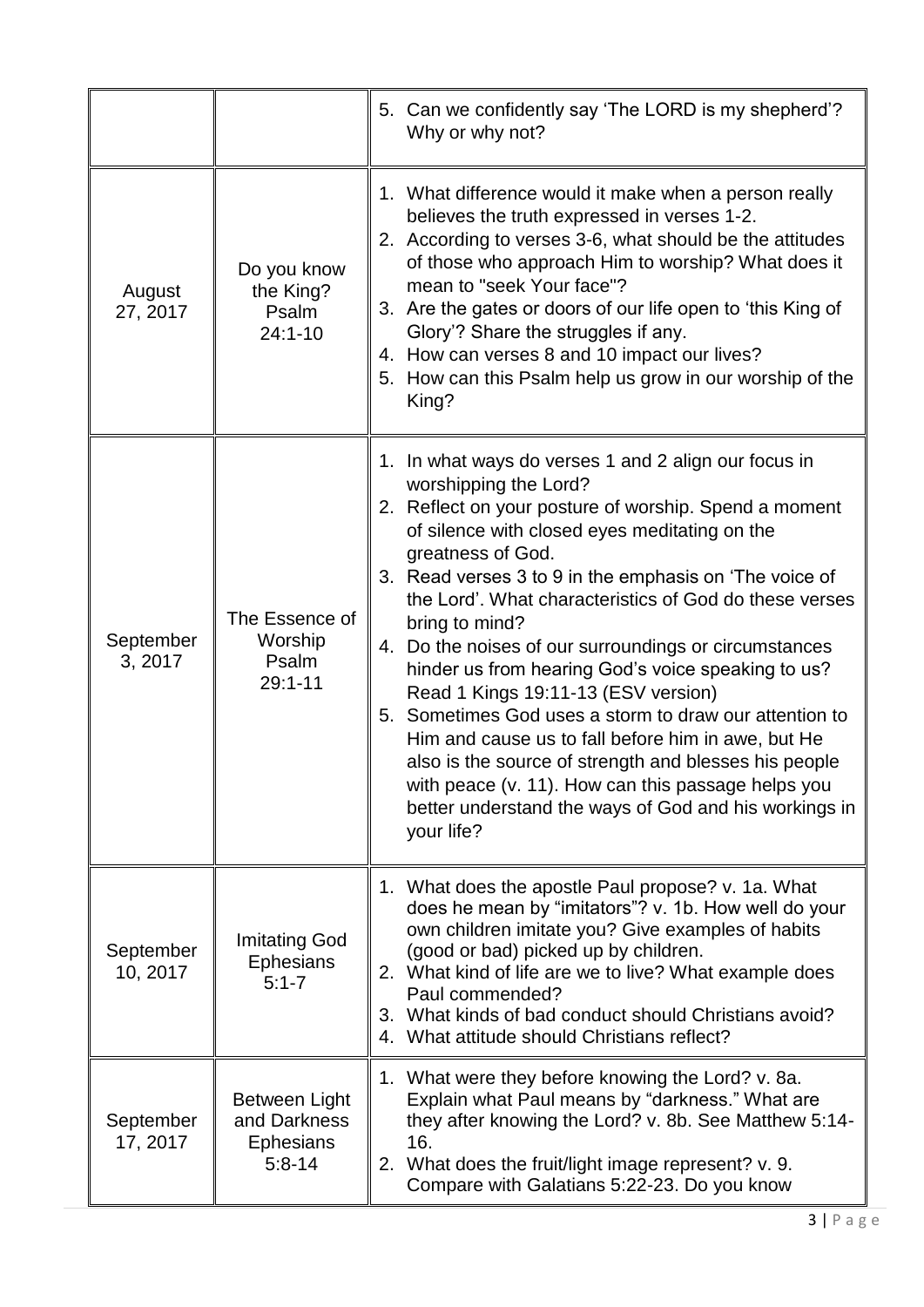| | | |
|---|---|---|
| | | 5. Can we confidently say 'The LORD is my shepherd'? Why or why not? |
| August 27, 2017 | Do you know the King? Psalm 24:1-10 | 1. What difference would it make when a person really believes the truth expressed in verses 1-2.<br>2. According to verses 3-6, what should be the attitudes of those who approach Him to worship? What does it mean to "seek Your face"?<br>3. Are the gates or doors of our life open to 'this King of Glory'? Share the struggles if any.<br>4. How can verses 8 and 10 impact our lives?<br>5. How can this Psalm help us grow in our worship of the King? |
| September 3, 2017 | The Essence of Worship Psalm 29:1-11 | 1. In what ways do verses 1 and 2 align our focus in worshipping the Lord?<br>2. Reflect on your posture of worship. Spend a moment of silence with closed eyes meditating on the greatness of God.<br>3. Read verses 3 to 9 in the emphasis on 'The voice of the Lord'. What characteristics of God do these verses bring to mind?<br>4. Do the noises of our surroundings or circumstances hinder us from hearing God's voice speaking to us? Read 1 Kings 19:11-13 (ESV version)<br>5. Sometimes God uses a storm to draw our attention to Him and cause us to fall before him in awe, but He also is the source of strength and blesses his people with peace (v. 11). How can this passage helps you better understand the ways of God and his workings in your life? |
| September 10, 2017 | Imitating God Ephesians 5:1-7 | 1. What does the apostle Paul propose? v. 1a. What does he mean by "imitators"? v. 1b. How well do your own children imitate you? Give examples of habits (good or bad) picked up by children.<br>2. What kind of life are we to live? What example does Paul commended?<br>3. What kinds of bad conduct should Christians avoid?<br>4. What attitude should Christians reflect? |
| September 17, 2017 | Between Light and Darkness Ephesians 5:8-14 | 1. What were they before knowing the Lord? v. 8a. Explain what Paul means by "darkness." What are they after knowing the Lord? v. 8b. See Matthew 5:14-16.<br>2. What does the fruit/light image represent? v. 9. Compare with Galatians 5:22-23. Do you know |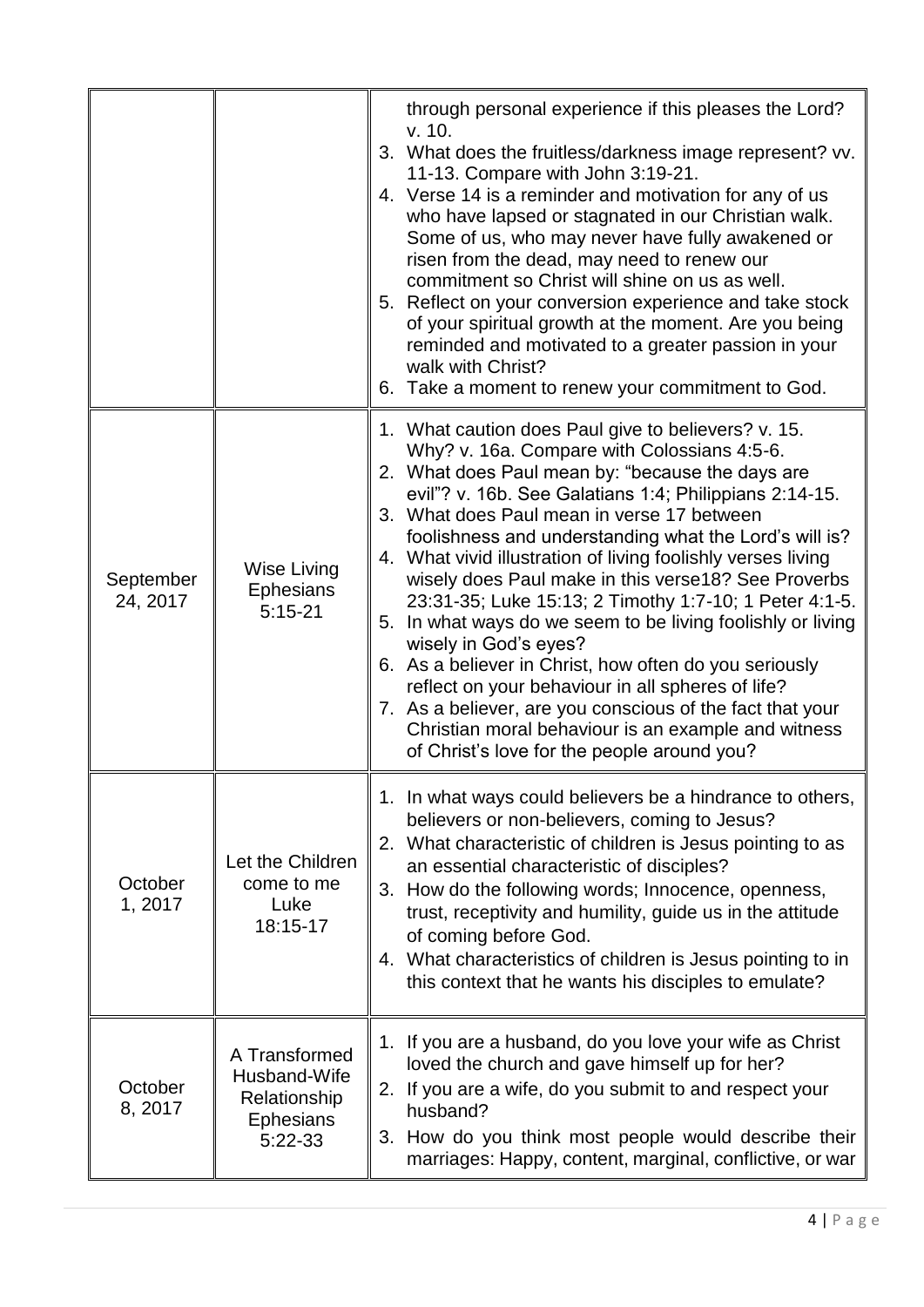| | | |
|---|---|---|
| | | through personal experience if this pleases the Lord? v. 10.<br>3. What does the fruitless/darkness image represent? vv. 11-13. Compare with John 3:19-21.<br>4. Verse 14 is a reminder and motivation for any of us who have lapsed or stagnated in our Christian walk. Some of us, who may never have fully awakened or risen from the dead, may need to renew our commitment so Christ will shine on us as well.<br>5. Reflect on your conversion experience and take stock of your spiritual growth at the moment. Are you being reminded and motivated to a greater passion in your walk with Christ?<br>6. Take a moment to renew your commitment to God. |
| September 24, 2017 | Wise Living Ephesians 5:15-21 | 1. What caution does Paul give to believers? v. 15. Why? v. 16a. Compare with Colossians 4:5-6.<br>2. What does Paul mean by: "because the days are evil"? v. 16b. See Galatians 1:4; Philippians 2:14-15.<br>3. What does Paul mean in verse 17 between foolishness and understanding what the Lord's will is?<br>4. What vivid illustration of living foolishly verses living wisely does Paul make in this verse18? See Proverbs 23:31-35; Luke 15:13; 2 Timothy 1:7-10; 1 Peter 4:1-5.<br>5. In what ways do we seem to be living foolishly or living wisely in God's eyes?<br>6. As a believer in Christ, how often do you seriously reflect on your behaviour in all spheres of life?<br>7. As a believer, are you conscious of the fact that your Christian moral behaviour is an example and witness of Christ's love for the people around you? |
| October 1, 2017 | Let the Children come to me Luke 18:15-17 | 1. In what ways could believers be a hindrance to others, believers or non-believers, coming to Jesus?<br>2. What characteristic of children is Jesus pointing to as an essential characteristic of disciples?<br>3. How do the following words; Innocence, openness, trust, receptivity and humility, guide us in the attitude of coming before God.<br>4. What characteristics of children is Jesus pointing to in this context that he wants his disciples to emulate? |
| October 8, 2017 | A Transformed Husband-Wife Relationship Ephesians 5:22-33 | 1. If you are a husband, do you love your wife as Christ loved the church and gave himself up for her?<br>2. If you are a wife, do you submit to and respect your husband?<br>3. How do you think most people would describe their marriages: Happy, content, marginal, conflictive, or war |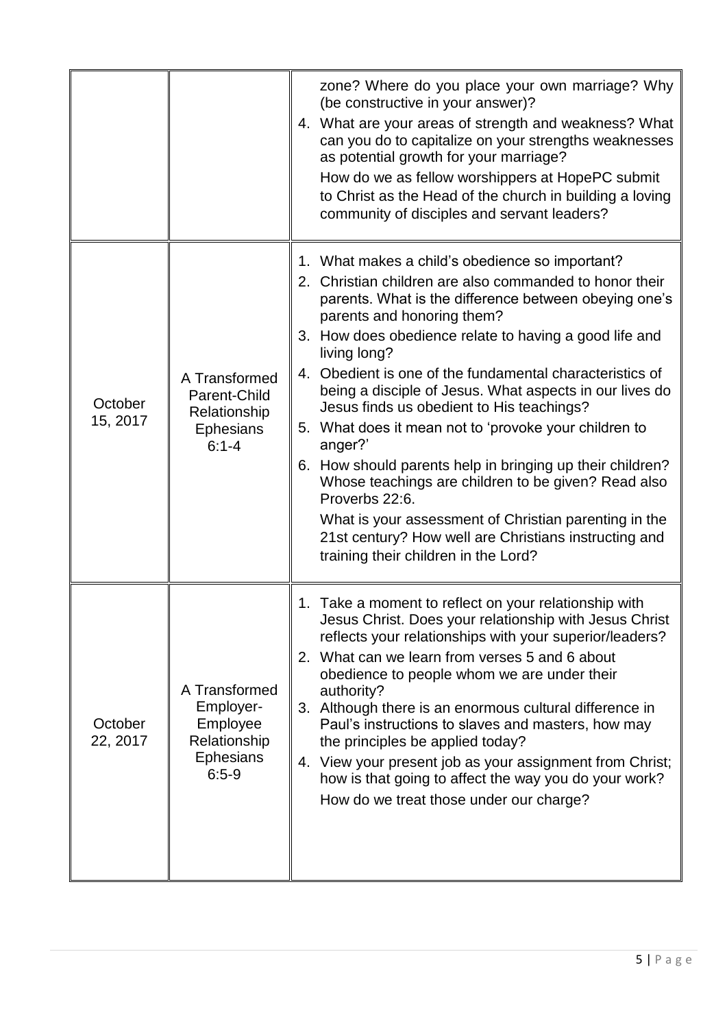| | | |
|---|---|---|
| | | zone? Where do you place your own marriage? Why (be constructive in your answer)?<br>4. What are your areas of strength and weakness? What can you do to capitalize on your strengths weaknesses as potential growth for your marriage?<br>How do we as fellow worshippers at HopePC submit to Christ as the Head of the church in building a loving community of disciples and servant leaders? |
| October 15, 2017 | A Transformed Parent-Child Relationship Ephesians 6:1-4 | 1. What makes a child's obedience so important?<br>2. Christian children are also commanded to honor their parents. What is the difference between obeying one's parents and honoring them?<br>3. How does obedience relate to having a good life and living long?<br>4. Obedient is one of the fundamental characteristics of being a disciple of Jesus. What aspects in our lives do Jesus finds us obedient to His teachings?<br>5. What does it mean not to 'provoke your children to anger?'<br>6. How should parents help in bringing up their children? Whose teachings are children to be given? Read also Proverbs 22:6.<br>What is your assessment of Christian parenting in the 21st century? How well are Christians instructing and training their children in the Lord? |
| October 22, 2017 | A Transformed Employer-Employee Relationship Ephesians 6:5-9 | 1. Take a moment to reflect on your relationship with Jesus Christ. Does your relationship with Jesus Christ reflects your relationships with your superior/leaders?<br>2. What can we learn from verses 5 and 6 about obedience to people whom we are under their authority?<br>3. Although there is an enormous cultural difference in Paul's instructions to slaves and masters, how may the principles be applied today?<br>4. View your present job as your assignment from Christ; how is that going to affect the way you do your work?<br>How do we treat those under our charge? |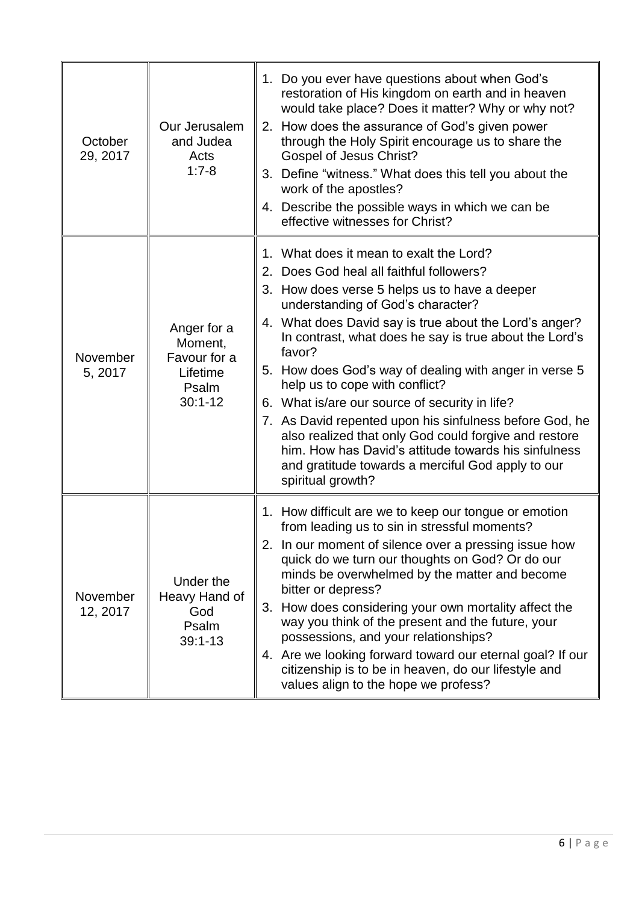| | | |
|---|---|---|
| October 29, 2017 | Our Jerusalem and Judea Acts 1:7-8 | 1. Do you ever have questions about when God's restoration of His kingdom on earth and in heaven would take place? Does it matter? Why or why not?<br>2. How does the assurance of God's given power through the Holy Spirit encourage us to share the Gospel of Jesus Christ?<br>3. Define "witness." What does this tell you about the work of the apostles?<br>4. Describe the possible ways in which we can be effective witnesses for Christ? |
| November 5, 2017 | Anger for a Moment, Favour for a Lifetime Psalm 30:1-12 | 1. What does it mean to exalt the Lord?<br>2. Does God heal all faithful followers?<br>3. How does verse 5 helps us to have a deeper understanding of God's character?<br>4. What does David say is true about the Lord's anger? In contrast, what does he say is true about the Lord's favor?<br>5. How does God's way of dealing with anger in verse 5 help us to cope with conflict?<br>6. What is/are our source of security in life?<br>7. As David repented upon his sinfulness before God, he also realized that only God could forgive and restore him. How has David's attitude towards his sinfulness and gratitude towards a merciful God apply to our spiritual growth? |
| November 12, 2017 | Under the Heavy Hand of God Psalm 39:1-13 | 1. How difficult are we to keep our tongue or emotion from leading us to sin in stressful moments?<br>2. In our moment of silence over a pressing issue how quick do we turn our thoughts on God? Or do our minds be overwhelmed by the matter and become bitter or depress?<br>3. How does considering your own mortality affect the way you think of the present and the future, your possessions, and your relationships?<br>4. Are we looking forward toward our eternal goal? If our citizenship is to be in heaven, do our lifestyle and values align to the hope we profess? |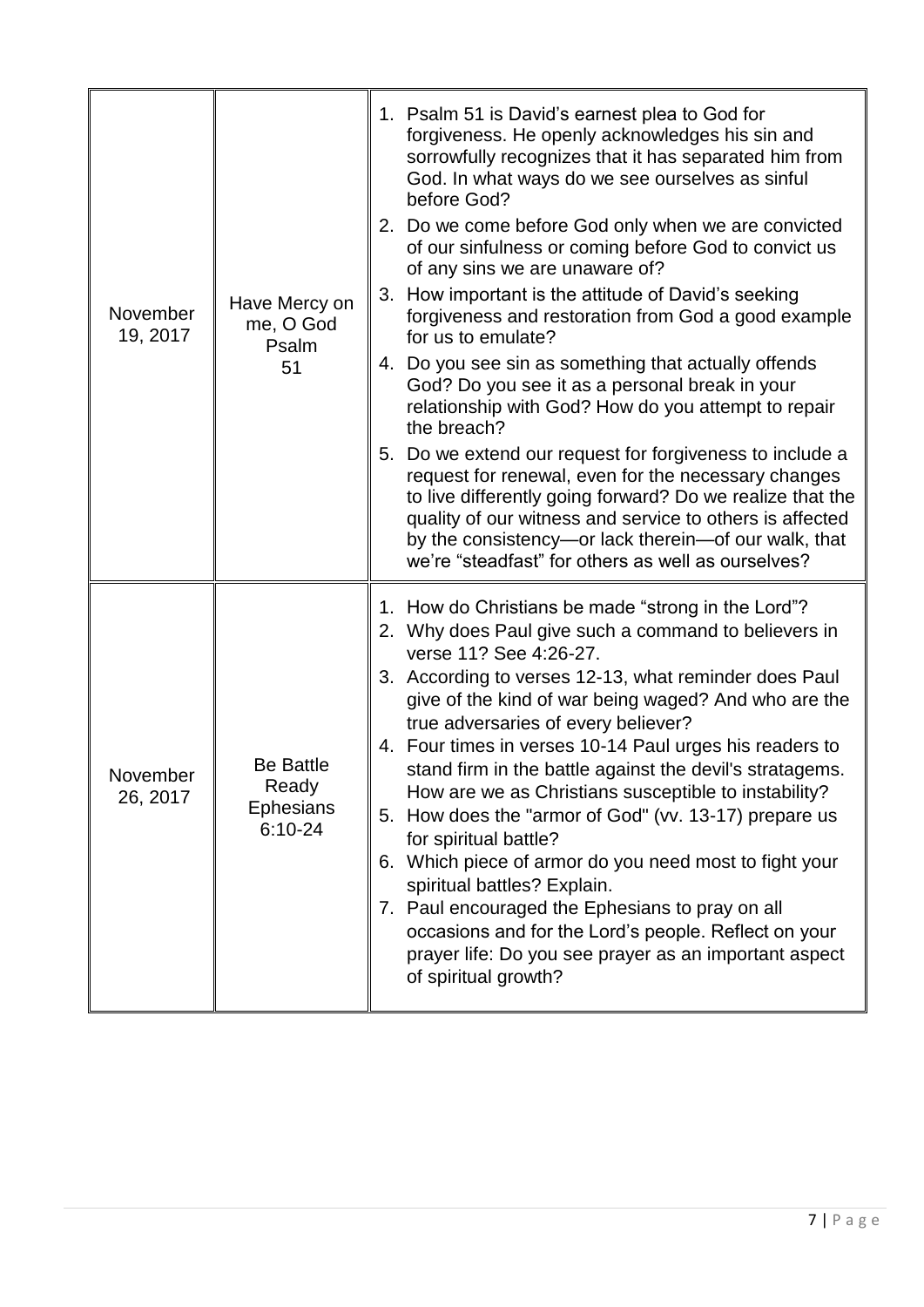| | | |
|---|---|---|
| November 19, 2017 | Have Mercy on me, O God Psalm 51 | 1. Psalm 51 is David's earnest plea to God for forgiveness. He openly acknowledges his sin and sorrowfully recognizes that it has separated him from God. In what ways do we see ourselves as sinful before God?<br>2. Do we come before God only when we are convicted of our sinfulness or coming before God to convict us of any sins we are unaware of?<br>3. How important is the attitude of David's seeking forgiveness and restoration from God a good example for us to emulate?<br>4. Do you see sin as something that actually offends God? Do you see it as a personal break in your relationship with God? How do you attempt to repair the breach?<br>5. Do we extend our request for forgiveness to include a request for renewal, even for the necessary changes to live differently going forward? Do we realize that the quality of our witness and service to others is affected by the consistency—or lack therein—of our walk, that we're "steadfast" for others as well as ourselves? |
| November 26, 2017 | Be Battle Ready Ephesians 6:10-24 | 1. How do Christians be made "strong in the Lord"?<br>2. Why does Paul give such a command to believers in verse 11? See 4:26-27.<br>3. According to verses 12-13, what reminder does Paul give of the kind of war being waged? And who are the true adversaries of every believer?<br>4. Four times in verses 10-14 Paul urges his readers to stand firm in the battle against the devil's stratagems. How are we as Christians susceptible to instability?<br>5. How does the "armor of God" (vv. 13-17) prepare us for spiritual battle?<br>6. Which piece of armor do you need most to fight your spiritual battles? Explain.<br>7. Paul encouraged the Ephesians to pray on all occasions and for the Lord's people. Reflect on your prayer life: Do you see prayer as an important aspect of spiritual growth? |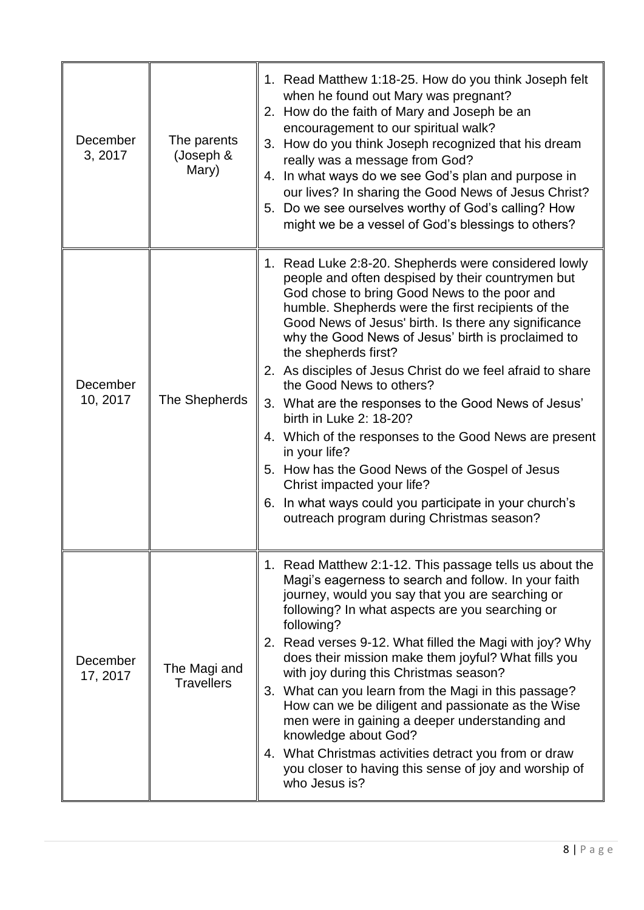| | | |
|---|---|---|
| December 3, 2017 | The parents (Joseph & Mary) | 1. Read Matthew 1:18-25. How do you think Joseph felt when he found out Mary was pregnant?<br>2. How do the faith of Mary and Joseph be an encouragement to our spiritual walk?<br>3. How do you think Joseph recognized that his dream really was a message from God?<br>4. In what ways do we see God's plan and purpose in our lives? In sharing the Good News of Jesus Christ?<br>5. Do we see ourselves worthy of God's calling? How might we be a vessel of God's blessings to others? |
| December 10, 2017 | The Shepherds | 1. Read Luke 2:8-20. Shepherds were considered lowly people and often despised by their countrymen but God chose to bring Good News to the poor and humble. Shepherds were the first recipients of the Good News of Jesus' birth. Is there any significance why the Good News of Jesus' birth is proclaimed to the shepherds first?<br>2. As disciples of Jesus Christ do we feel afraid to share the Good News to others?<br>3. What are the responses to the Good News of Jesus' birth in Luke 2: 18-20?<br>4. Which of the responses to the Good News are present in your life?<br>5. How has the Good News of the Gospel of Jesus Christ impacted your life?<br>6. In what ways could you participate in your church's outreach program during Christmas season? |
| December 17, 2017 | The Magi and Travellers | 1. Read Matthew 2:1-12. This passage tells us about the Magi's eagerness to search and follow. In your faith journey, would you say that you are searching or following? In what aspects are you searching or following?<br>2. Read verses 9-12. What filled the Magi with joy? Why does their mission make them joyful? What fills you with joy during this Christmas season?<br>3. What can you learn from the Magi in this passage? How can we be diligent and passionate as the Wise men were in gaining a deeper understanding and knowledge about God?<br>4. What Christmas activities detract you from or draw you closer to having this sense of joy and worship of who Jesus is? |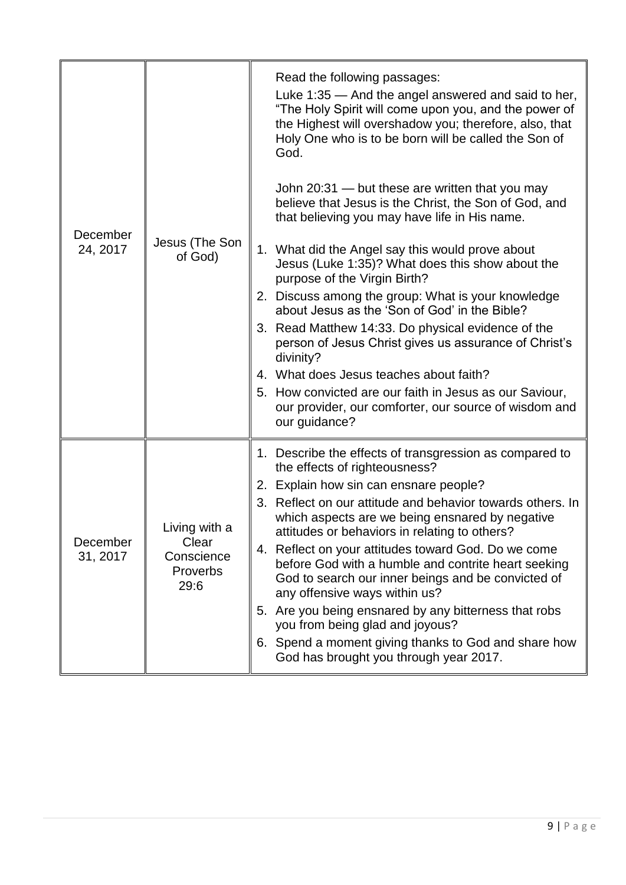| | | |
|---|---|---|
| December 24, 2017 | Jesus (The Son of God) | Read the following passages:<br>Luke 1:35 — And the angel answered and said to her, "The Holy Spirit will come upon you, and the power of the Highest will overshadow you; therefore, also, that Holy One who is to be born will be called the Son of God.<br><br>John 20:31 — but these are written that you may believe that Jesus is the Christ, the Son of God, and that believing you may have life in His name.<br><br>1. What did the Angel say this would prove about Jesus (Luke 1:35)? What does this show about the purpose of the Virgin Birth?<br>2. Discuss among the group: What is your knowledge about Jesus as the 'Son of God' in the Bible?<br>3. Read Matthew 14:33. Do physical evidence of the person of Jesus Christ gives us assurance of Christ's divinity?<br>4. What does Jesus teaches about faith?<br>5. How convicted are our faith in Jesus as our Saviour, our provider, our comforter, our source of wisdom and our guidance? |
| December 31, 2017 | Living with a Clear Conscience Proverbs 29:6 | 1. Describe the effects of transgression as compared to the effects of righteousness?<br>2. Explain how sin can ensnare people?<br>3. Reflect on our attitude and behavior towards others. In which aspects are we being ensnared by negative attitudes or behaviors in relating to others?<br>4. Reflect on your attitudes toward God. Do we come before God with a humble and contrite heart seeking God to search our inner beings and be convicted of any offensive ways within us?<br>5. Are you being ensnared by any bitterness that robs you from being glad and joyous?<br>6. Spend a moment giving thanks to God and share how God has brought you through year 2017. |